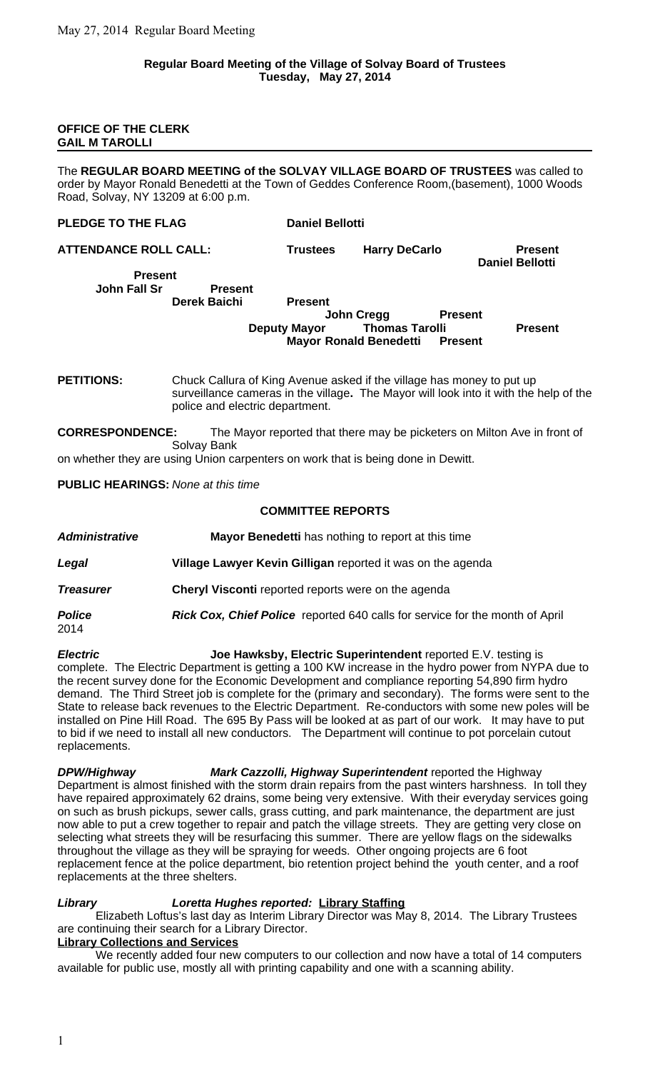**Regular Board Meeting of the Village of Solvay Board of Trustees**
**Tuesday, May 27, 2014**

**OFFICE OF THE CLERK**
**GAIL M TAROLLI**

---

The **REGULAR BOARD MEETING of the SOLVAY VILLAGE BOARD OF TRUSTEES** was called to order by Mayor Ronald Benedetti at the Town of Geddes Conference Room,(basement), 1000 Woods Road, Solvay, NY 13209 at 6:00 p.m.

**PLEDGE TO THE FLAG** **Daniel Bellotti**

**ATTENDANCE ROLL CALL:**

| | | |
|---|---|---|
| **Trustees** | **Harry DeCarlo** | **Present** |
| | **Daniel Bellotti** | **Present** |
| | **John Fall Sr** | **Present** |
| | **Derek Baichi** | **Present** |
| | **John Cregg** | **Present** |
| **Deputy Mayor** | **Thomas Tarolli** | **Present** |
| | **Mayor Ronald Benedetti** | **Present** |

**PETITIONS:** Chuck Callura of King Avenue asked if the village has money to put up surveillance cameras in the village**.** The Mayor will look into it with the help of the police and electric department.

**CORRESPONDENCE:** The Mayor reported that there may be picketers on Milton Ave in front of Solvay Bank on whether they are using Union carpenters on work that is being done in Dewitt.

**PUBLIC HEARINGS:** *None at this time*

**COMMITTEE REPORTS**

***Administrative*** **Mayor Benedetti** has nothing to report at this time

***Legal*** **Village Lawyer Kevin Gilligan** reported it was on the agenda

***Treasurer*** **Cheryl Visconti** reported reports were on the agenda

***Police*** ***Rick Cox, Chief Police*** reported 640 calls for service for the month of April 2014

***Electric*** **Joe Hawksby, Electric Superintendent** reported E.V. testing is complete. The Electric Department is getting a 100 KW increase in the hydro power from NYPA due to the recent survey done for the Economic Development and compliance reporting 54,890 firm hydro demand. The Third Street job is complete for the (primary and secondary). The forms were sent to the State to release back revenues to the Electric Department. Re-conductors with some new poles will be installed on Pine Hill Road. The 695 By Pass will be looked at as part of our work. It may have to put to bid if we need to install all new conductors. The Department will continue to pot porcelain cutout replacements.

***DPW/Highway*** ***Mark Cazzolli, Highway Superintendent*** reported the Highway Department is almost finished with the storm drain repairs from the past winters harshness. In toll they have repaired approximately 62 drains, some being very extensive. With their everyday services going on such as brush pickups, sewer calls, grass cutting, and park maintenance, the department are just now able to put a crew together to repair and patch the village streets. They are getting very close on selecting what streets they will be resurfacing this summer. There are yellow flags on the sidewalks throughout the village as they will be spraying for weeds. Other ongoing projects are 6 foot replacement fence at the police department, bio retention project behind the youth center, and a roof replacements at the three shelters.

***Library*** ***Loretta Hughes reported:*** **Library Staffing**

Elizabeth Loftus's last day as Interim Library Director was May 8, 2014. The Library Trustees are continuing their search for a Library Director.

**Library Collections and Services**

We recently added four new computers to our collection and now have a total of 14 computers available for public use, mostly all with printing capability and one with a scanning ability.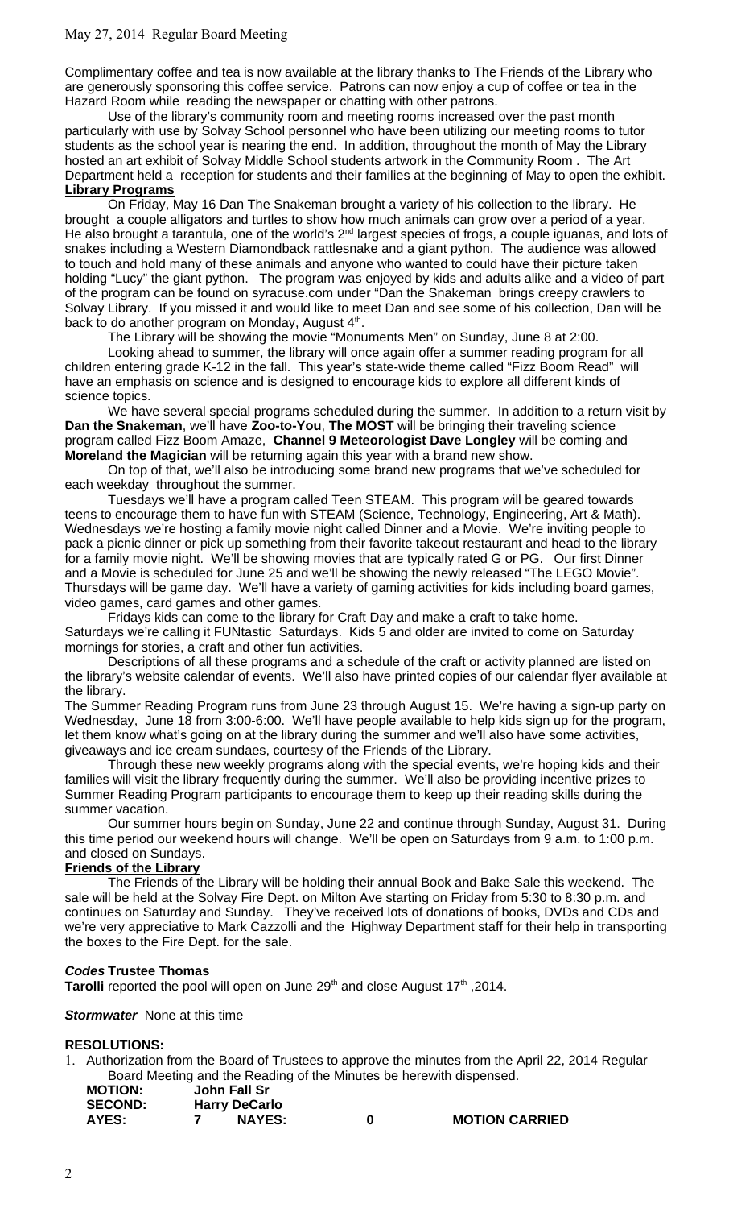Complimentary coffee and tea is now available at the library thanks to The Friends of the Library who are generously sponsoring this coffee service. Patrons can now enjoy a cup of coffee or tea in the Hazard Room while reading the newspaper or chatting with other patrons.

Use of the library's community room and meeting rooms increased over the past month particularly with use by Solvay School personnel who have been utilizing our meeting rooms to tutor students as the school year is nearing the end. In addition, throughout the month of May the Library hosted an art exhibit of Solvay Middle School students artwork in the Community Room . The Art Department held a reception for students and their families at the beginning of May to open the exhibit.

**Library Programs**

On Friday, May 16 Dan The Snakeman brought a variety of his collection to the library. He brought a couple alligators and turtles to show how much animals can grow over a period of a year. He also brought a tarantula, one of the world's 2nd largest species of frogs, a couple iguanas, and lots of snakes including a Western Diamondback rattlesnake and a giant python. The audience was allowed to touch and hold many of these animals and anyone who wanted to could have their picture taken holding "Lucy" the giant python. The program was enjoyed by kids and adults alike and a video of part of the program can be found on syracuse.com under "Dan the Snakeman brings creepy crawlers to Solvay Library. If you missed it and would like to meet Dan and see some of his collection, Dan will be back to do another program on Monday, August 4th.

The Library will be showing the movie "Monuments Men" on Sunday, June 8 at 2:00.

Looking ahead to summer, the library will once again offer a summer reading program for all children entering grade K-12 in the fall. This year's state-wide theme called "Fizz Boom Read" will have an emphasis on science and is designed to encourage kids to explore all different kinds of science topics.

We have several special programs scheduled during the summer. In addition to a return visit by **Dan the Snakeman**, we'll have **Zoo-to-You**, **The MOST** will be bringing their traveling science program called Fizz Boom Amaze, **Channel 9 Meteorologist Dave Longley** will be coming and **Moreland the Magician** will be returning again this year with a brand new show.

On top of that, we'll also be introducing some brand new programs that we've scheduled for each weekday throughout the summer.

Tuesdays we'll have a program called Teen STEAM. This program will be geared towards teens to encourage them to have fun with STEAM (Science, Technology, Engineering, Art & Math). Wednesdays we're hosting a family movie night called Dinner and a Movie. We're inviting people to pack a picnic dinner or pick up something from their favorite takeout restaurant and head to the library for a family movie night. We'll be showing movies that are typically rated G or PG. Our first Dinner and a Movie is scheduled for June 25 and we'll be showing the newly released "The LEGO Movie". Thursdays will be game day. We'll have a variety of gaming activities for kids including board games, video games, card games and other games.

Fridays kids can come to the library for Craft Day and make a craft to take home. Saturdays we're calling it FUNtastic Saturdays. Kids 5 and older are invited to come on Saturday mornings for stories, a craft and other fun activities.

Descriptions of all these programs and a schedule of the craft or activity planned are listed on the library's website calendar of events. We'll also have printed copies of our calendar flyer available at the library.

The Summer Reading Program runs from June 23 through August 15. We're having a sign-up party on Wednesday, June 18 from 3:00-6:00. We'll have people available to help kids sign up for the program, let them know what's going on at the library during the summer and we'll also have some activities, giveaways and ice cream sundaes, courtesy of the Friends of the Library.

Through these new weekly programs along with the special events, we're hoping kids and their families will visit the library frequently during the summer. We'll also be providing incentive prizes to Summer Reading Program participants to encourage them to keep up their reading skills during the summer vacation.

Our summer hours begin on Sunday, June 22 and continue through Sunday, August 31. During this time period our weekend hours will change. We'll be open on Saturdays from 9 a.m. to 1:00 p.m. and closed on Sundays.

**Friends of the Library**

The Friends of the Library will be holding their annual Book and Bake Sale this weekend. The sale will be held at the Solvay Fire Dept. on Milton Ave starting on Friday from 5:30 to 8:30 p.m. and continues on Saturday and Sunday. They've received lots of donations of books, DVDs and CDs and we're very appreciative to Mark Cazzolli and the Highway Department staff for their help in transporting the boxes to the Fire Dept. for the sale.

***Codes* Trustee Thomas**

**Tarolli** reported the pool will open on June 29th and close August 17th ,2014.

***Stormwater*** None at this time

**RESOLUTIONS:**

1. Authorization from the Board of Trustees to approve the minutes from the April 22, 2014 Regular Board Meeting and the Reading of the Minutes be herewith dispensed.

| | | | | |
|---|---|---|---|---|
| **MOTION:** | **John Fall Sr** | | | |
| **SECOND:** | **Harry DeCarlo** | | | |
| **AYES:** | **7** | **NAYES:** | **0** | **MOTION CARRIED** |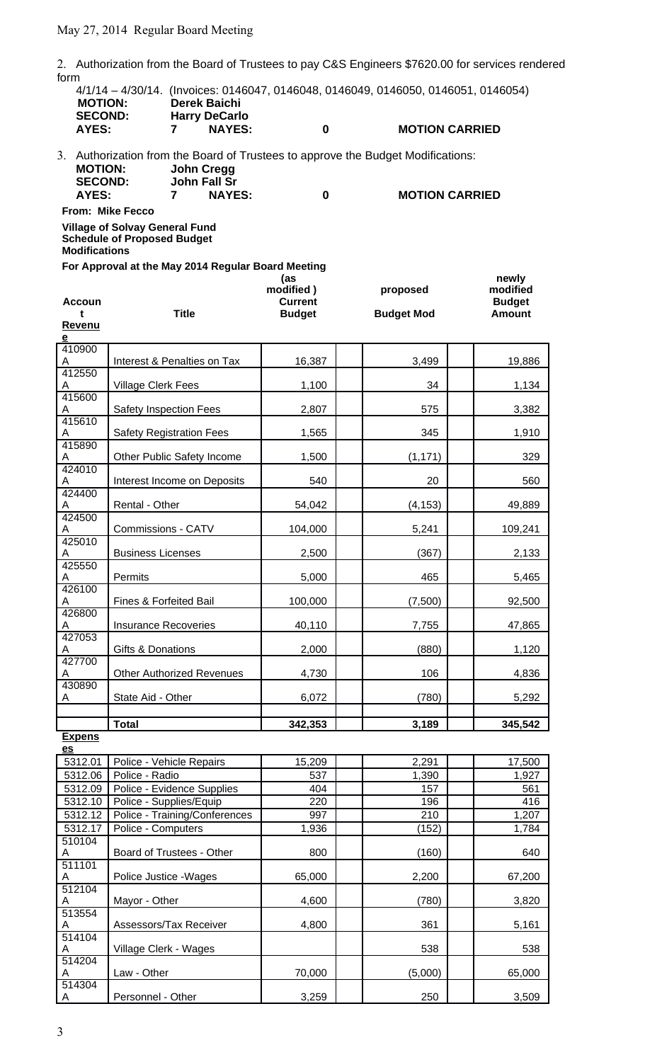May 27, 2014 Regular Board Meeting

2. Authorization from the Board of Trustees to pay C&S Engineers $7620.00 for services rendered form 4/1/14 – 4/30/14. (Invoices: 0146047, 0146048, 0146049, 0146050, 0146051, 0146054)

**MOTION:** Derek Baichi
**SECOND:** Harry DeCarlo
**AYES:** 7 **NAYES:** 0 **MOTION CARRIED**

3. Authorization from the Board of Trustees to approve the Budget Modifications:

**MOTION:** John Cregg
**SECOND:** John Fall Sr
**AYES:** 7 **NAYES:** 0 **MOTION CARRIED**

**From: Mike Fecco**

**Village of Solvay General Fund**
**Schedule of Proposed Budget Modifications**

**For Approval at the May 2014 Regular Board Meeting**

| Account | Title | (as modified) Current Budget | proposed Budget Mod | newly modified Budget Amount |
|---|---|---|---|---|
| **Revenue** | | | | |
| 410900 A | Interest & Penalties on Tax | 16,387 | 3,499 | 19,886 |
| 412550 A | Village Clerk Fees | 1,100 | 34 | 1,134 |
| 415600 A | Safety Inspection Fees | 2,807 | 575 | 3,382 |
| 415610 A | Safety Registration Fees | 1,565 | 345 | 1,910 |
| 415890 A | Other Public Safety Income | 1,500 | (1,171) | 329 |
| 424010 A | Interest Income on Deposits | 540 | 20 | 560 |
| 424400 A | Rental - Other | 54,042 | (4,153) | 49,889 |
| 424500 A | Commissions - CATV | 104,000 | 5,241 | 109,241 |
| 425010 A | Business Licenses | 2,500 | (367) | 2,133 |
| 425550 A | Permits | 5,000 | 465 | 5,465 |
| 426100 A | Fines & Forfeited Bail | 100,000 | (7,500) | 92,500 |
| 426800 A | Insurance Recoveries | 40,110 | 7,755 | 47,865 |
| 427053 A | Gifts & Donations | 2,000 | (880) | 1,120 |
| 427700 A | Other Authorized Revenues | 4,730 | 106 | 4,836 |
| 430890 A | State Aid - Other | 6,072 | (780) | 5,292 |
| | **Total** | **342,353** | **3,189** | **345,542** |
| **Expenses** | | | | |
| 5312.01 | Police - Vehicle Repairs | 15,209 | 2,291 | 17,500 |
| 5312.06 | Police - Radio | 537 | 1,390 | 1,927 |
| 5312.09 | Police - Evidence Supplies | 404 | 157 | 561 |
| 5312.10 | Police - Supplies/Equip | 220 | 196 | 416 |
| 5312.12 | Police - Training/Conferences | 997 | 210 | 1,207 |
| 5312.17 | Police - Computers | 1,936 | (152) | 1,784 |
| 510104 A | Board of Trustees - Other | 800 | (160) | 640 |
| 511101 A | Police Justice -Wages | 65,000 | 2,200 | 67,200 |
| 512104 A | Mayor - Other | 4,600 | (780) | 3,820 |
| 513554 A | Assessors/Tax Receiver | 4,800 | 361 | 5,161 |
| 514104 A | Village Clerk - Wages | | 538 | 538 |
| 514204 A | Law - Other | 70,000 | (5,000) | 65,000 |
| 514304 A | Personnel - Other | 3,259 | 250 | 3,509 |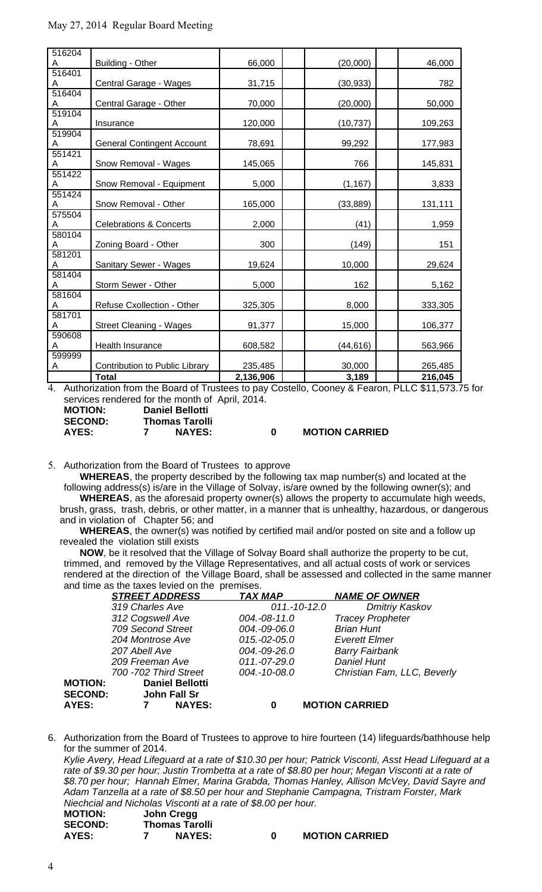| | | | | |
|---|---|---|---|---|
| 516204 A | Building - Other | 66,000 | (20,000) | 46,000 |
| 516401 A | Central Garage - Wages | 31,715 | (30,933) | 782 |
| 516404 A | Central Garage - Other | 70,000 | (20,000) | 50,000 |
| 519104 A | Insurance | 120,000 | (10,737) | 109,263 |
| 519904 A | General Contingent Account | 78,691 | 99,292 | 177,983 |
| 551421 A | Snow Removal - Wages | 145,065 | 766 | 145,831 |
| 551422 A | Snow Removal - Equipment | 5,000 | (1,167) | 3,833 |
| 551424 A | Snow Removal - Other | 165,000 | (33,889) | 131,111 |
| 575504 A | Celebrations & Concerts | 2,000 | (41) | 1,959 |
| 580104 A | Zoning Board - Other | 300 | (149) | 151 |
| 581201 A | Sanitary Sewer - Wages | 19,624 | 10,000 | 29,624 |
| 581404 A | Storm Sewer - Other | 5,000 | 162 | 5,162 |
| 581604 A | Refuse Cxollection - Other | 325,305 | 8,000 | 333,305 |
| 581701 A | Street Cleaning - Wages | 91,377 | 15,000 | 106,377 |
| 590608 A | Health Insurance | 608,582 | (44,616) | 563,966 |
| 599999 A | Contribution to Public Library | 235,485 | 30,000 | 265,485 |
| | **Total** | **2,136,906** | **3,189** | **216,045** |

4. Authorization from the Board of Trustees to pay Costello, Cooney & Fearon, PLLC $11,573.75 for services rendered for the month of April, 2014.

**MOTION:** **Daniel Bellotti**
**SECOND:** **Thomas Tarolli**
**AYES:** **7** **NAYES:** **0** **MOTION CARRIED**

5. Authorization from the Board of Trustees to approve

**WHEREAS**, the property described by the following tax map number(s) and located at the following address(s) is/are in the Village of Solvay, is/are owned by the following owner(s); and

**WHEREAS**, as the aforesaid property owner(s) allows the property to accumulate high weeds, brush, grass, trash, debris, or other matter, in a manner that is unhealthy, hazardous, or dangerous and in violation of Chapter 56; and

**WHEREAS**, the owner(s) was notified by certified mail and/or posted on site and a follow up revealed the violation still exists

**NOW**, be it resolved that the Village of Solvay Board shall authorize the property to be cut, trimmed, and removed by the Village Representatives, and all actual costs of work or services rendered at the direction of the Village Board, shall be assessed and collected in the same manner and time as the taxes levied on the premises.

| ***STREET ADDRESS*** | ***TAX MAP*** | ***NAME OF OWNER*** |
|---|---|---|
| *319 Charles Ave* | *011.-10-12.0* | *Dmitriy Kaskov* |
| *312 Cogswell Ave* | *004.-08-11.0* | *Tracey Propheter* |
| *709 Second Street* | *004.-09-06.0* | *Brian Hunt* |
| *204 Montrose Ave* | *015.-02-05.0* | *Everett Elmer* |
| *207 Abell Ave* | *004.-09-26.0* | *Barry Fairbank* |
| *209 Freeman Ave* | *011.-07-29.0* | *Daniel Hunt* |
| *700 -702 Third Street* | *004.-10-08.0* | *Christian Fam, LLC, Beverly* |

**MOTION:** **Daniel Bellotti**
**SECOND:** **John Fall Sr**
**AYES:** **7** **NAYES:** **0** **MOTION CARRIED**

6. Authorization from the Board of Trustees to approve to hire fourteen (14) lifeguards/bathhouse help for the summer of 2014.

*Kylie Avery, Head Lifeguard at a rate of $10.30 per hour; Patrick Visconti, Asst Head Lifeguard at a rate of $9.30 per hour; Justin Trombetta at a rate of $8.80 per hour; Megan Visconti at a rate of $8.70 per hour; Hannah Elmer, Marina Grabda, Thomas Hanley, Allison McVey, David Sayre and Adam Tanzella at a rate of $8.50 per hour and Stephanie Campagna, Tristram Forster, Mark Niechcial and Nicholas Visconti at a rate of $8.00 per hour.*

**MOTION:** **John Cregg**
**SECOND:** **Thomas Tarolli**
**AYES:** **7** **NAYES:** **0** **MOTION CARRIED**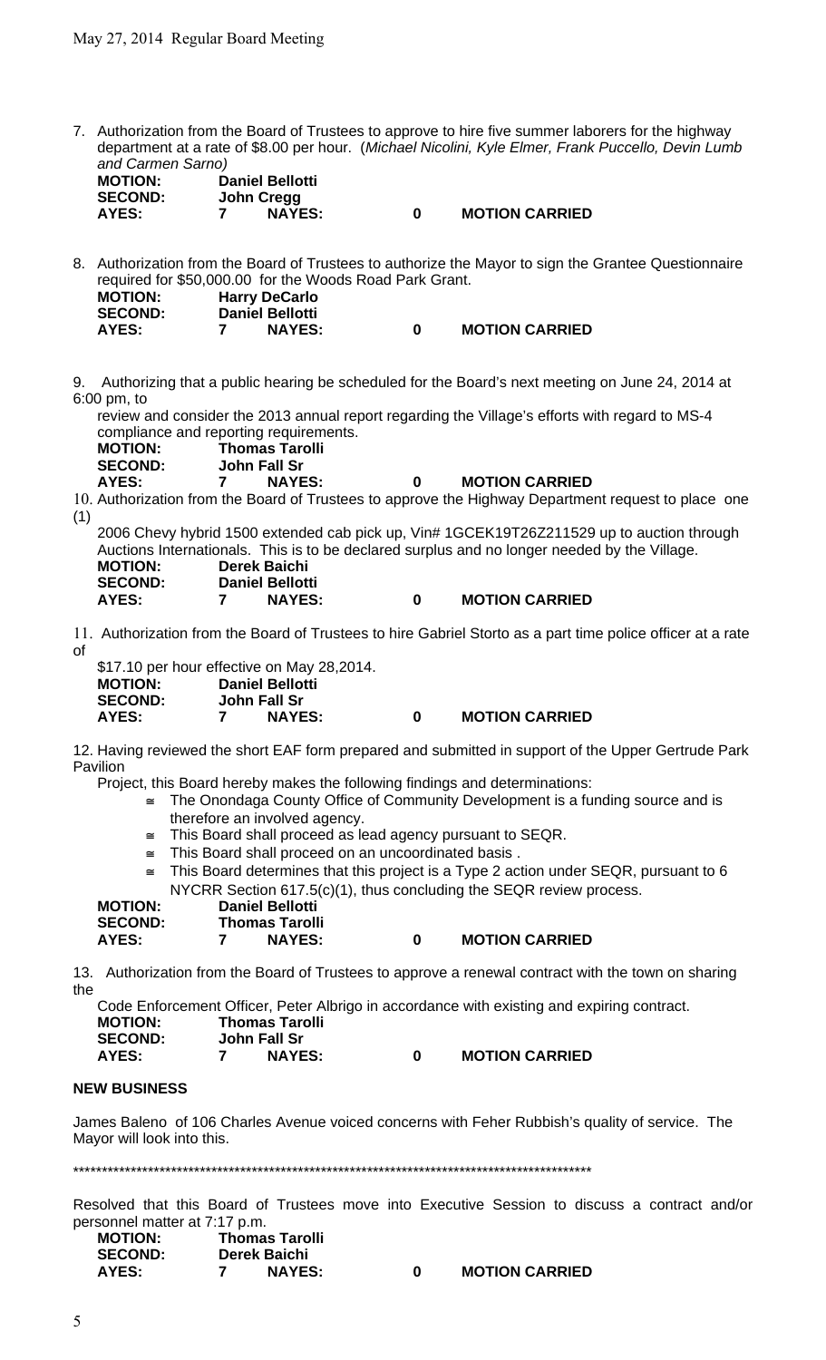7. Authorization from the Board of Trustees to approve to hire five summer laborers for the highway department at a rate of $8.00 per hour. (*Michael Nicolini, Kyle Elmer, Frank Puccello, Devin Lumb and Carmen Sarno)*

**MOTION:** **Daniel Bellotti**
**SECOND:** **John Cregg**
**AYES:** **7** **NAYES:** **0** **MOTION CARRIED**

8. Authorization from the Board of Trustees to authorize the Mayor to sign the Grantee Questionnaire required for $50,000.00 for the Woods Road Park Grant.

**MOTION:** **Harry DeCarlo**
**SECOND:** **Daniel Bellotti**
**AYES:** **7** **NAYES:** **0** **MOTION CARRIED**

9. Authorizing that a public hearing be scheduled for the Board's next meeting on June 24, 2014 at 6:00 pm, to review and consider the 2013 annual report regarding the Village's efforts with regard to MS-4 compliance and reporting requirements.

**MOTION:** **Thomas Tarolli**
**SECOND:** **John Fall Sr**
**AYES:** **7** **NAYES:** **0** **MOTION CARRIED**

10. Authorization from the Board of Trustees to approve the Highway Department request to place one (1) 2006 Chevy hybrid 1500 extended cab pick up, Vin# 1GCEK19T26Z211529 up to auction through Auctions Internationals. This is to be declared surplus and no longer needed by the Village.

**MOTION:** **Derek Baichi**
**SECOND:** **Daniel Bellotti**
**AYES:** **7** **NAYES:** **0** **MOTION CARRIED**

11. Authorization from the Board of Trustees to hire Gabriel Storto as a part time police officer at a rate of $17.10 per hour effective on May 28,2014.

**MOTION:** **Daniel Bellotti**
**SECOND:** **John Fall Sr**
**AYES:** **7** **NAYES:** **0** **MOTION CARRIED**

12. Having reviewed the short EAF form prepared and submitted in support of the Upper Gertrude Park Pavilion Project, this Board hereby makes the following findings and determinations:

- The Onondaga County Office of Community Development is a funding source and is therefore an involved agency.
- This Board shall proceed as lead agency pursuant to SEQR.
- This Board shall proceed on an uncoordinated basis .
- This Board determines that this project is a Type 2 action under SEQR, pursuant to 6 NYCRR Section 617.5(c)(1), thus concluding the SEQR review process.

**MOTION:** **Daniel Bellotti**
**SECOND:** **Thomas Tarolli**
**AYES:** **7** **NAYES:** **0** **MOTION CARRIED**

13. Authorization from the Board of Trustees to approve a renewal contract with the town on sharing the Code Enforcement Officer, Peter Albrigo in accordance with existing and expiring contract.

**MOTION:** **Thomas Tarolli**
**SECOND:** **John Fall Sr**
**AYES:** **7** **NAYES:** **0** **MOTION CARRIED**

## NEW BUSINESS

James Baleno of 106 Charles Avenue voiced concerns with Feher Rubbish's quality of service. The Mayor will look into this.

**************************************************************************************

Resolved that this Board of Trustees move into Executive Session to discuss a contract and/or personnel matter at 7:17 p.m.

**MOTION:** **Thomas Tarolli**
**SECOND:** **Derek Baichi**
**AYES:** **7** **NAYES:** **0** **MOTION CARRIED**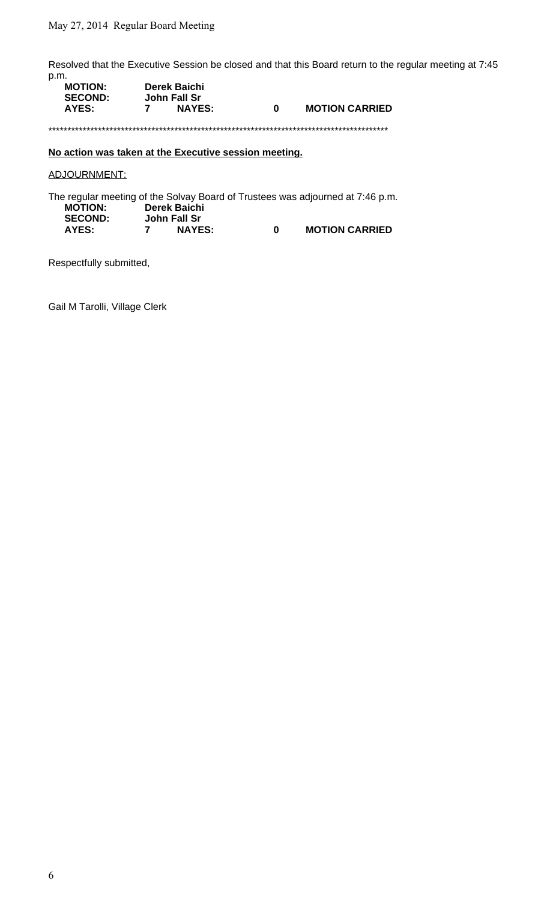Resolved that the Executive Session be closed and that this Board return to the regular meeting at 7:45 p.m.

| | | | | |
|---|---|---|---|---|
| **MOTION:** | **Derek Baichi** | | | |
| **SECOND:** | **John Fall Sr** | | | |
| **AYES:** | **7** | **NAYES:** | **0** | **MOTION CARRIED** |

*****************************************************************************************

**No action was taken at the Executive session meeting.**

ADJOURNMENT:

The regular meeting of the Solvay Board of Trustees was adjourned at 7:46 p.m.

| | | | | |
|---|---|---|---|---|
| **MOTION:** | **Derek Baichi** | | | |
| **SECOND:** | **John Fall Sr** | | | |
| **AYES:** | **7** | **NAYES:** | **0** | **MOTION CARRIED** |

Respectfully submitted,

Gail M Tarolli, Village Clerk